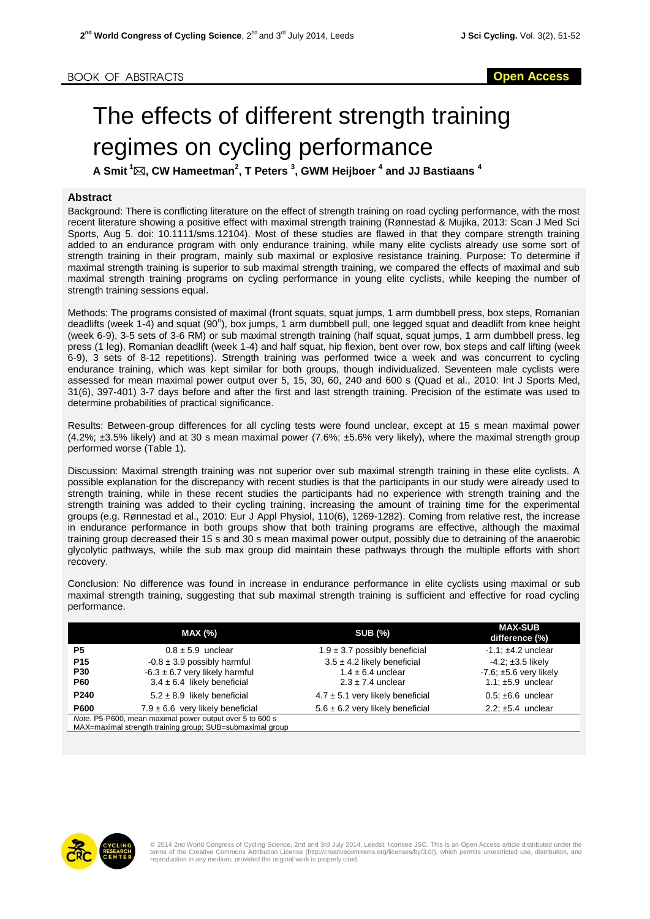BOOK OF ABSTRACTS

**Open Access**

# The effects of different strength training regimes on cycling performance

**A Smit [1]✉, CW Hameetman[2], T Peters [3], GWM Heijboer [4] and JJ Bastiaans [4]**

## Abstract

Background: There is conflicting literature on the effect of strength training on road cycling performance, with the most recent literature showing a positive effect with maximal strength training (Rønnestad & Mujika, 2013: Scan J Med Sci Sports, Aug 5. doi: 10.1111/sms.12104). Most of these studies are flawed in that they compare strength training added to an endurance program with only endurance training, while many elite cyclists already use some sort of strength training in their program, mainly sub maximal or explosive resistance training. Purpose: To determine if maximal strength training is superior to sub maximal strength training, we compared the effects of maximal and sub maximal strength training programs on cycling performance in young elite cyclists, while keeping the number of strength training sessions equal.

Methods: The programs consisted of maximal (front squats, squat jumps, 1 arm dumbbell press, box steps, Romanian deadlifts (week 1-4) and squat (90$^{o}$), box jumps, 1 arm dumbbell pull, one legged squat and deadlift from knee height (week 6-9), 3-5 sets of 3-6 RM) or sub maximal strength training (half squat, squat jumps, 1 arm dumbbell press, leg press (1 leg), Romanian deadlift (week 1-4) and half squat, hip flexion, bent over row, box steps and calf lifting (week 6-9), 3 sets of 8-12 repetitions). Strength training was performed twice a week and was concurrent to cycling endurance training, which was kept similar for both groups, though individualized. Seventeen male cyclists were assessed for mean maximal power output over 5, 15, 30, 60, 240 and 600 s (Quad et al., 2010: Int J Sports Med, 31(6), 397-401) 3-7 days before and after the first and last strength training. Precision of the estimate was used to determine probabilities of practical significance.

Results: Between-group differences for all cycling tests were found unclear, except at 15 s mean maximal power (4.2%; ±3.5% likely) and at 30 s mean maximal power (7.6%; ±5.6% very likely), where the maximal strength group performed worse (Table 1).

Discussion: Maximal strength training was not superior over sub maximal strength training in these elite cyclists. A possible explanation for the discrepancy with recent studies is that the participants in our study were already used to strength training, while in these recent studies the participants had no experience with strength training and the strength training was added to their cycling training, increasing the amount of training time for the experimental groups (e.g. Rønnestad et al., 2010: Eur J Appl Physiol, 110(6), 1269-1282). Coming from relative rest, the increase in endurance performance in both groups show that both training programs are effective, although the maximal training group decreased their 15 s and 30 s mean maximal power output, possibly due to detraining of the anaerobic glycolytic pathways, while the sub max group did maintain these pathways through the multiple efforts with short recovery.

Conclusion: No difference was found in increase in endurance performance in elite cyclists using maximal or sub maximal strength training, suggesting that sub maximal strength training is sufficient and effective for road cycling performance.

| | MAX (%) | SUB (%) | MAX-SUB difference (%) |
|---|---|---|---|
| **P5** | 0.8 ± 5.9 unclear | 1.9 ± 3.7 possibly beneficial | -1.1; ±4.2 unclear |
| **P15** | -0.8 ± 3.9 possibly harmful | 3.5 ± 4.2 likely beneficial | -4.2; ±3.5 likely |
| **P30** | -6.3 ± 6.7 very likely harmful | 1.4 ± 6.4 unclear | -7.6; ±5.6 very likely |
| **P60** | 3.4 ± 6.4 likely beneficial | 2.3 ± 7.4 unclear | 1.1; ±5.9 unclear |
| **P240** | 5.2 ± 8.9 likely beneficial | 4.7 ± 5.1 very likely beneficial | 0.5; ±6.6 unclear |
| **P600** | 7.9 ± 6.6 very likely beneficial | 5.6 ± 6.2 very likely beneficial | 2.2; ±5.4 unclear |

*Note*. P5-P600, mean maximal power output over 5 to 600 s
MAX=maximal strength training group; SUB=submaximal group

© 2014 2nd World Congress of Cycling Science, 2nd and 3rd July 2014, Leedst; licensee JSC. This is an Open Access article distributed under the terms of the Creative Commons Attribution License (http://creativecommons.org/licenses/by/3.0/), which permits unrestricted use, distribution, and reproduction in any medium, provided the original work is properly cited.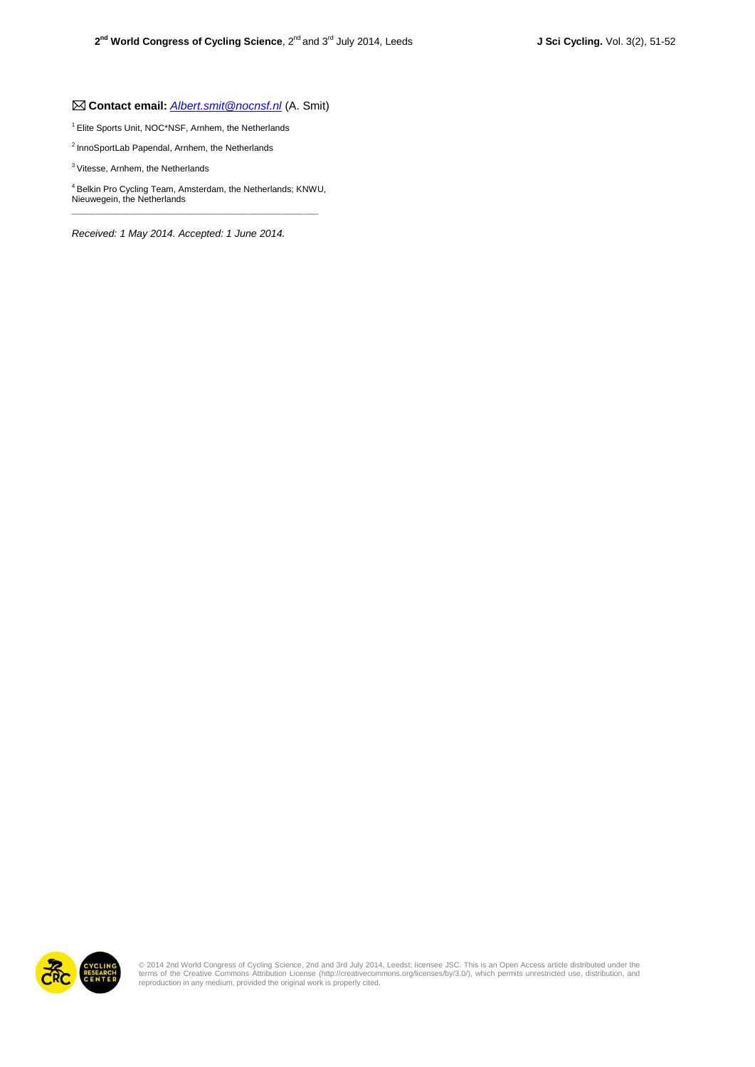✉ **Contact email:** *Albert.smit@nocnsf.nl* (A. Smit)

[1] Elite Sports Unit, NOC*NSF, Arnhem, the Netherlands

[2] InnoSportLab Papendal, Arnhem, the Netherlands

[3] Vitesse, Arnhem, the Netherlands

[4] Belkin Pro Cycling Team, Amsterdam, the Netherlands; KNWU, Nieuwegein, the Netherlands

---

*Received: 1 May 2014. Accepted: 1 June 2014.*

© 2014 2nd World Congress of Cycling Science, 2nd and 3rd July 2014, Leedst; licensee JSC. This is an Open Access article distributed under the terms of the Creative Commons Attribution License (http://creativecommons.org/licenses/by/3.0/), which permits unrestricted use, distribution, and reproduction in any medium, provided the original work is properly cited.